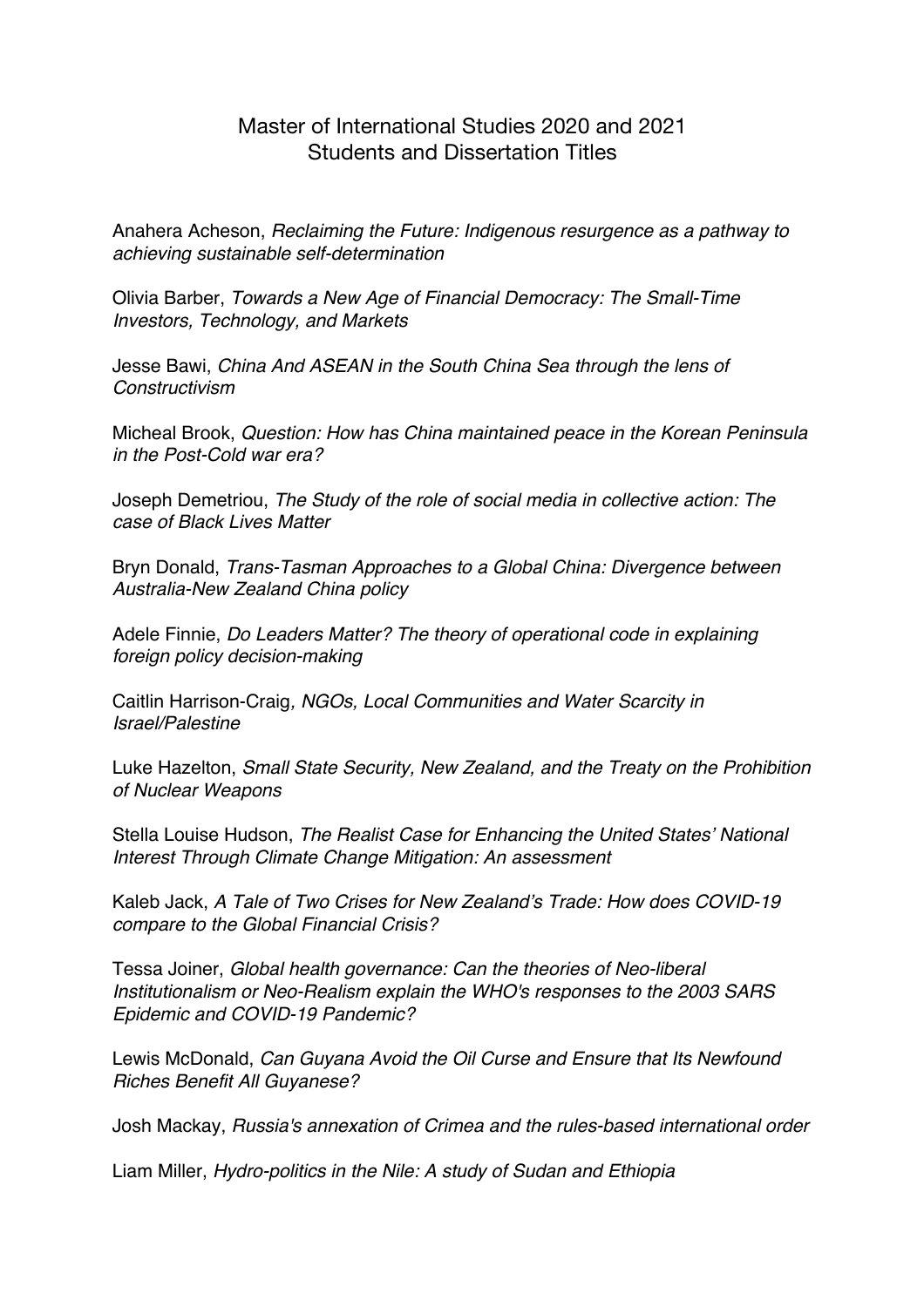# Master of International Studies 2020 and 2021
## Students and Dissertation Titles

Anahera Acheson, *Reclaiming the Future: Indigenous resurgence as a pathway to achieving sustainable self-determination*

Olivia Barber, *Towards a New Age of Financial Democracy: The Small-Time Investors, Technology, and Markets*

Jesse Bawi, *China And ASEAN in the South China Sea through the lens of Constructivism*

Micheal Brook, *Question: How has China maintained peace in the Korean Peninsula in the Post-Cold war era?*

Joseph Demetriou, *The Study of the role of social media in collective action: The case of Black Lives Matter*

Bryn Donald, *Trans-Tasman Approaches to a Global China: Divergence between Australia-New Zealand China policy*

Adele Finnie, *Do Leaders Matter? The theory of operational code in explaining foreign policy decision-making*

Caitlin Harrison-Craig, *NGOs, Local Communities and Water Scarcity in Israel/Palestine*

Luke Hazelton, *Small State Security, New Zealand, and the Treaty on the Prohibition of Nuclear Weapons*

Stella Louise Hudson, *The Realist Case for Enhancing the United States' National Interest Through Climate Change Mitigation: An assessment*

Kaleb Jack, *A Tale of Two Crises for New Zealand's Trade: How does COVID-19 compare to the Global Financial Crisis?*

Tessa Joiner, *Global health governance: Can the theories of Neo-liberal Institutionalism or Neo-Realism explain the WHO's responses to the 2003 SARS Epidemic and COVID-19 Pandemic?*

Lewis McDonald, *Can Guyana Avoid the Oil Curse and Ensure that Its Newfound Riches Benefit All Guyanese?*

Josh Mackay, *Russia's annexation of Crimea and the rules-based international order*

Liam Miller, *Hydro-politics in the Nile: A study of Sudan and Ethiopia*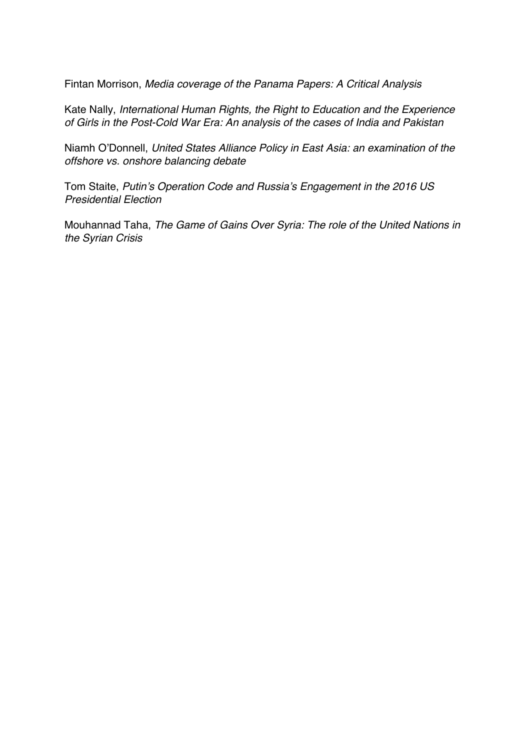Fintan Morrison, *Media coverage of the Panama Papers: A Critical Analysis*

Kate Nally, *International Human Rights, the Right to Education and the Experience of Girls in the Post-Cold War Era: An analysis of the cases of India and Pakistan*

Niamh O'Donnell, *United States Alliance Policy in East Asia: an examination of the offshore vs. onshore balancing debate*

Tom Staite, *Putin's Operation Code and Russia's Engagement in the 2016 US Presidential Election*

Mouhannad Taha, *The Game of Gains Over Syria: The role of the United Nations in the Syrian Crisis*